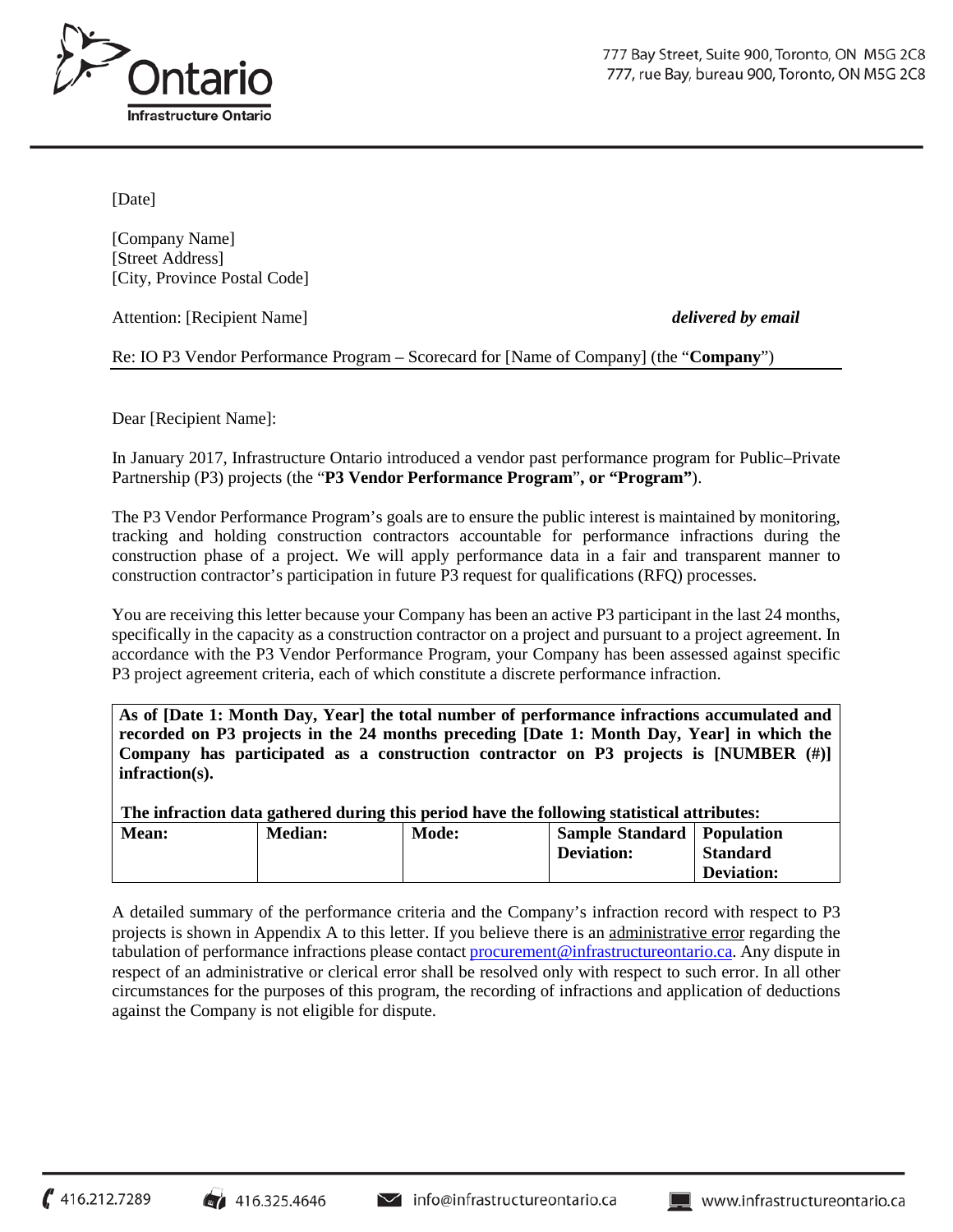777 Bay Street, Suite 900, Toronto, ON M5G 2C8
777, rue Bay, bureau 900, Toronto, ON M5G 2C8

[Date]

[Company Name]
[Street Address]
[City, Province Postal Code]

Attention: [Recipient Name] ***delivered by email***

Re: IO P3 Vendor Performance Program – Scorecard for [Name of Company] (the "**Company**")

Dear [Recipient Name]:

In January 2017, Infrastructure Ontario introduced a vendor past performance program for Public–Private Partnership (P3) projects (the "**P3 Vendor Performance Program**", **or "Program"**).

The P3 Vendor Performance Program's goals are to ensure the public interest is maintained by monitoring, tracking and holding construction contractors accountable for performance infractions during the construction phase of a project. We will apply performance data in a fair and transparent manner to construction contractor's participation in future P3 request for qualifications (RFQ) processes.

You are receiving this letter because your Company has been an active P3 participant in the last 24 months, specifically in the capacity as a construction contractor on a project and pursuant to a project agreement. In accordance with the P3 Vendor Performance Program, your Company has been assessed against specific P3 project agreement criteria, each of which constitute a discrete performance infraction.

**As of [Date 1: Month Day, Year] the total number of performance infractions accumulated and recorded on P3 projects in the 24 months preceding [Date 1: Month Day, Year] in which the Company has participated as a construction contractor on P3 projects is [NUMBER (#)] infraction(s).**

**The infraction data gathered during this period have the following statistical attributes:**

| **Mean:** | **Median:** | **Mode:** | **Sample Standard Deviation:** | **Population Standard Deviation:** |
|---|---|---|---|---|
| | | | | |

A detailed summary of the performance criteria and the Company's infraction record with respect to P3 projects is shown in Appendix A to this letter. If you believe there is an administrative error regarding the tabulation of performance infractions please contact procurement@infrastructureontario.ca. Any dispute in respect of an administrative or clerical error shall be resolved only with respect to such error. In all other circumstances for the purposes of this program, the recording of infractions and application of deductions against the Company is not eligible for dispute.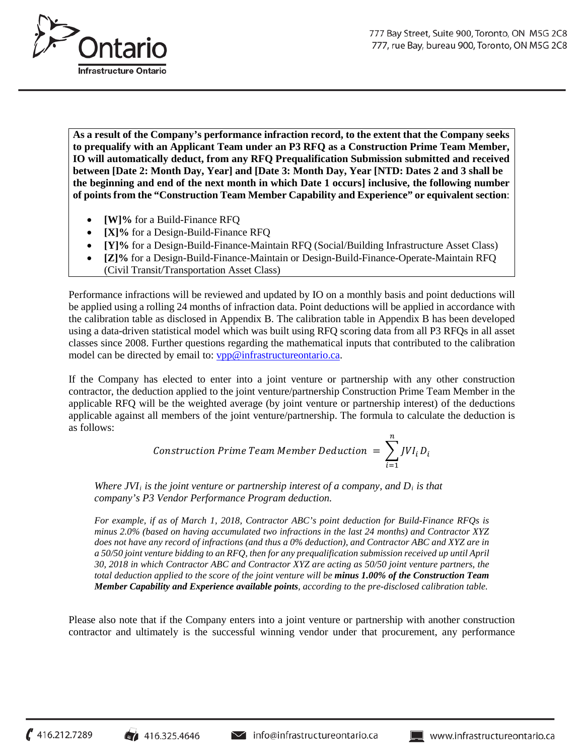**As a result of the Company's performance infraction record, to the extent that the Company seeks to prequalify with an Applicant Team under an P3 RFQ as a Construction Prime Team Member, IO will automatically deduct, from any RFQ Prequalification Submission submitted and received between [Date 2: Month Day, Year] and [Date 3: Month Day, Year [NTD: Dates 2 and 3 shall be the beginning and end of the next month in which Date 1 occurs] inclusive, the following number of points from the "Construction Team Member Capability and Experience" or equivalent section**:

- **[W]%** for a Build-Finance RFQ
- **[X]%** for a Design-Build-Finance RFQ
- **[Y]%** for a Design-Build-Finance-Maintain RFQ (Social/Building Infrastructure Asset Class)
- **[Z]%** for a Design-Build-Finance-Maintain or Design-Build-Finance-Operate-Maintain RFQ (Civil Transit/Transportation Asset Class)

Performance infractions will be reviewed and updated by IO on a monthly basis and point deductions will be applied using a rolling 24 months of infraction data. Point deductions will be applied in accordance with the calibration table as disclosed in Appendix B. The calibration table in Appendix B has been developed using a data-driven statistical model which was built using RFQ scoring data from all P3 RFQs in all asset classes since 2008. Further questions regarding the mathematical inputs that contributed to the calibration model can be directed by email to: vpp@infrastructureontario.ca.

If the Company has elected to enter into a joint venture or partnership with any other construction contractor, the deduction applied to the joint venture/partnership Construction Prime Team Member in the applicable RFQ will be the weighted average (by joint venture or partnership interest) of the deductions applicable against all members of the joint venture/partnership. The formula to calculate the deduction is as follows:

$$Construction\ Prime\ Team\ Member\ Deduction\ = \sum_{i=1}^{n} JVI_i D_i$$

*Where $JVI_i$ is the joint venture or partnership interest of a company, and $D_i$ is that company's P3 Vendor Performance Program deduction.*

*For example, if as of March 1, 2018, Contractor ABC's point deduction for Build-Finance RFQs is minus 2.0% (based on having accumulated two infractions in the last 24 months) and Contractor XYZ does not have any record of infractions (and thus a 0% deduction), and Contractor ABC and XYZ are in a 50/50 joint venture bidding to an RFQ, then for any prequalification submission received up until April 30, 2018 in which Contractor ABC and Contractor XYZ are acting as 50/50 joint venture partners, the total deduction applied to the score of the joint venture will be* ***minus 1.00% of the Construction Team Member Capability and Experience available points****, according to the pre-disclosed calibration table.*

Please also note that if the Company enters into a joint venture or partnership with another construction contractor and ultimately is the successful winning vendor under that procurement, any performance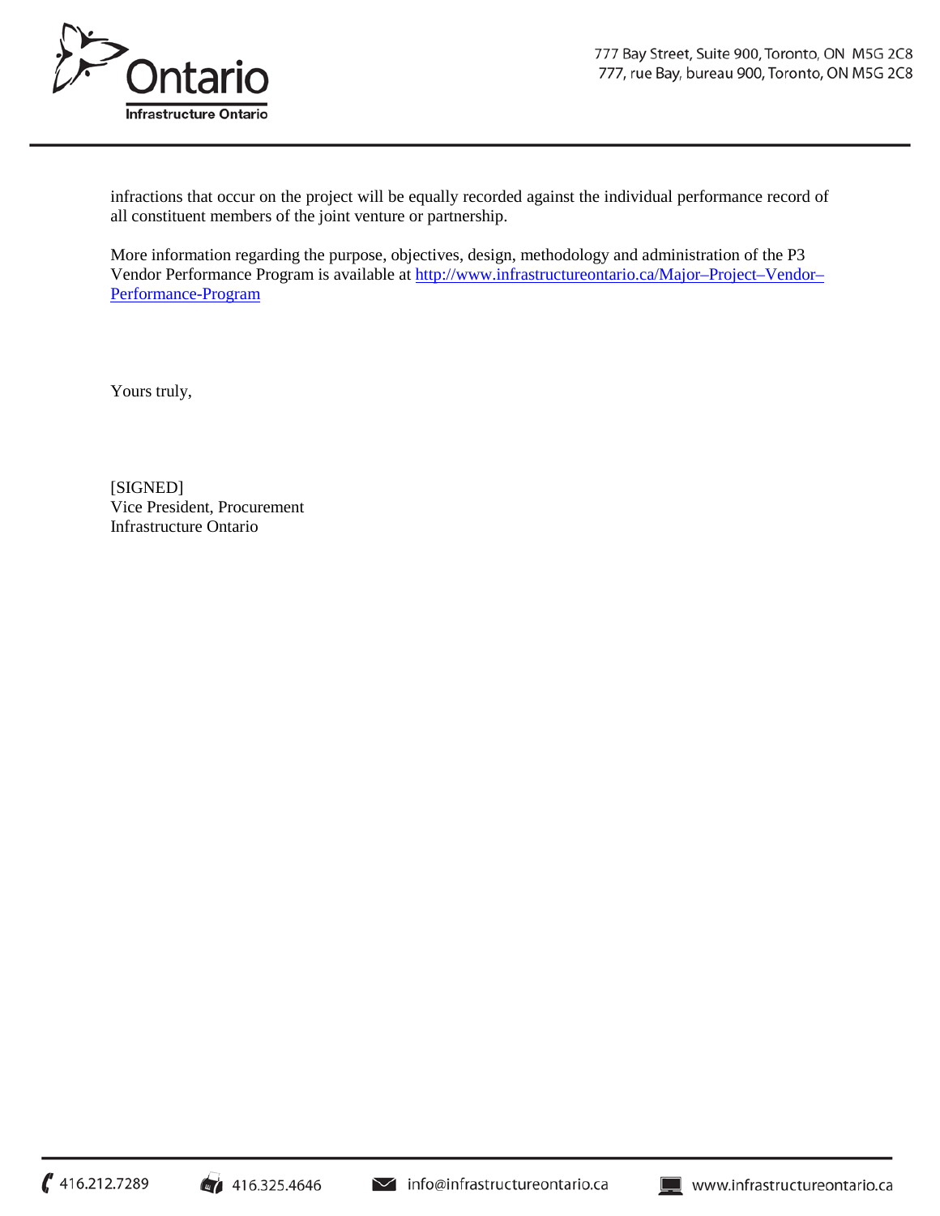infractions that occur on the project will be equally recorded against the individual performance record of all constituent members of the joint venture or partnership.

More information regarding the purpose, objectives, design, methodology and administration of the P3 Vendor Performance Program is available at [http://www.infrastructureontario.ca/Major–Project–Vendor–Performance-Program](http://www.infrastructureontario.ca/Major–Project–Vendor–Performance-Program)

Yours truly,

[SIGNED]
Vice President, Procurement
Infrastructure Ontario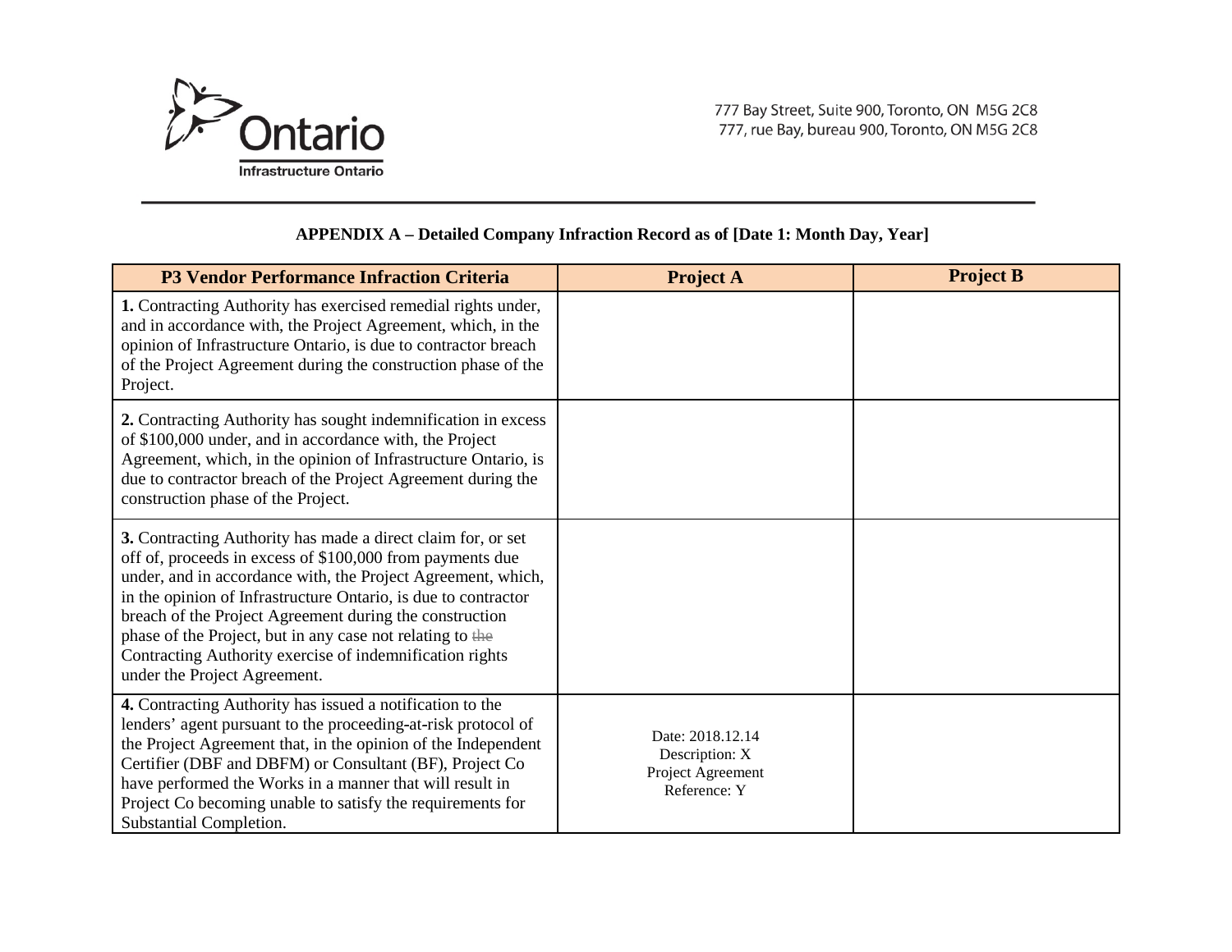Infrastructure Ontario

777 Bay Street, Suite 900, Toronto, ON M5G 2C8
777, rue Bay, bureau 900, Toronto, ON M5G 2C8

**APPENDIX A – Detailed Company Infraction Record as of [Date 1: Month Day, Year]**

| P3 Vendor Performance Infraction Criteria | Project A | Project B |
|---|---|---|
| **1.** Contracting Authority has exercised remedial rights under, and in accordance with, the Project Agreement, which, in the opinion of Infrastructure Ontario, is due to contractor breach of the Project Agreement during the construction phase of the Project. | | |
| **2.** Contracting Authority has sought indemnification in excess of $100,000 under, and in accordance with, the Project Agreement, which, in the opinion of Infrastructure Ontario, is due to contractor breach of the Project Agreement during the construction phase of the Project. | | |
| **3.** Contracting Authority has made a direct claim for, or set off of, proceeds in excess of $100,000 from payments due under, and in accordance with, the Project Agreement, which, in the opinion of Infrastructure Ontario, is due to contractor breach of the Project Agreement during the construction phase of the Project, but in any case not relating to ~~the~~ Contracting Authority exercise of indemnification rights under the Project Agreement. | | |
| **4.** Contracting Authority has issued a notification to the lenders' agent pursuant to the proceeding-at-risk protocol of the Project Agreement that, in the opinion of the Independent Certifier (DBF and DBFM) or Consultant (BF), Project Co have performed the Works in a manner that will result in Project Co becoming unable to satisfy the requirements for Substantial Completion. | Date: 2018.12.14<br>Description: X<br>Project Agreement Reference: Y | |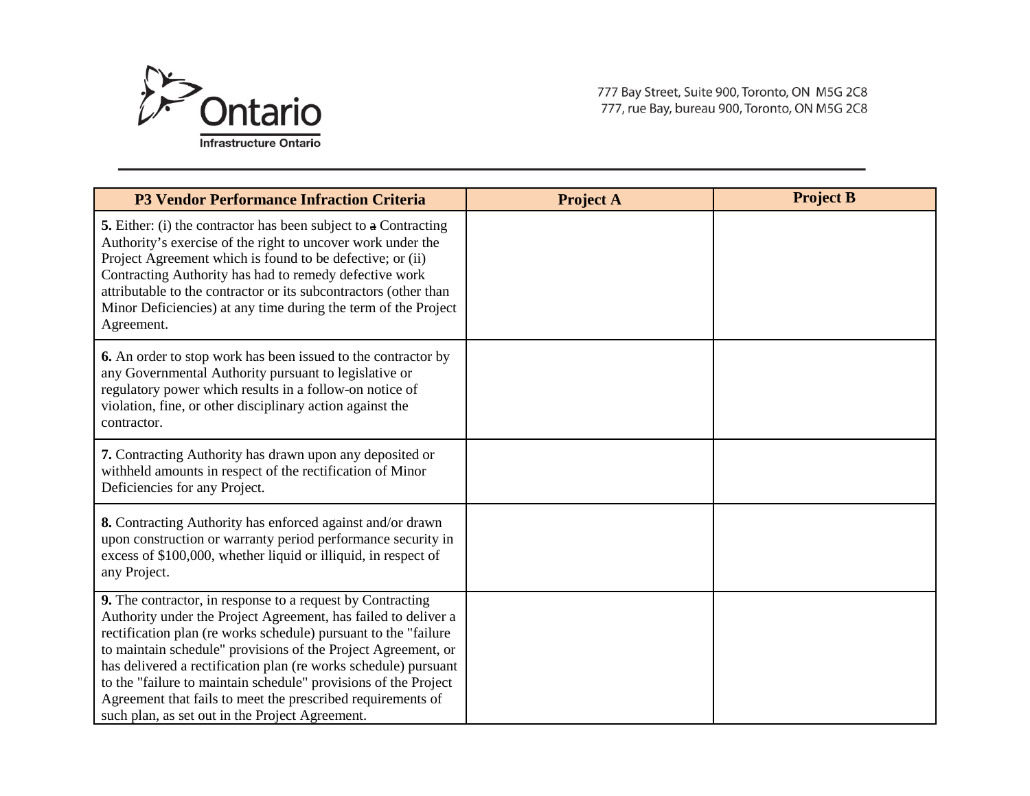| P3 Vendor Performance Infraction Criteria | Project A | Project B |
|---|---|---|
| **5.** Either: (i) the contractor has been subject to ~~a~~ Contracting Authority's exercise of the right to uncover work under the Project Agreement which is found to be defective; or (ii) Contracting Authority has had to remedy defective work attributable to the contractor or its subcontractors (other than Minor Deficiencies) at any time during the term of the Project Agreement. | | |
| **6.** An order to stop work has been issued to the contractor by any Governmental Authority pursuant to legislative or regulatory power which results in a follow-on notice of violation, fine, or other disciplinary action against the contractor. | | |
| **7.** Contracting Authority has drawn upon any deposited or withheld amounts in respect of the rectification of Minor Deficiencies for any Project. | | |
| **8.** Contracting Authority has enforced against and/or drawn upon construction or warranty period performance security in excess of $100,000, whether liquid or illiquid, in respect of any Project. | | |
| **9.** The contractor, in response to a request by Contracting Authority under the Project Agreement, has failed to deliver a rectification plan (re works schedule) pursuant to the "failure to maintain schedule" provisions of the Project Agreement, or has delivered a rectification plan (re works schedule) pursuant to the "failure to maintain schedule" provisions of the Project Agreement that fails to meet the prescribed requirements of such plan, as set out in the Project Agreement. | | |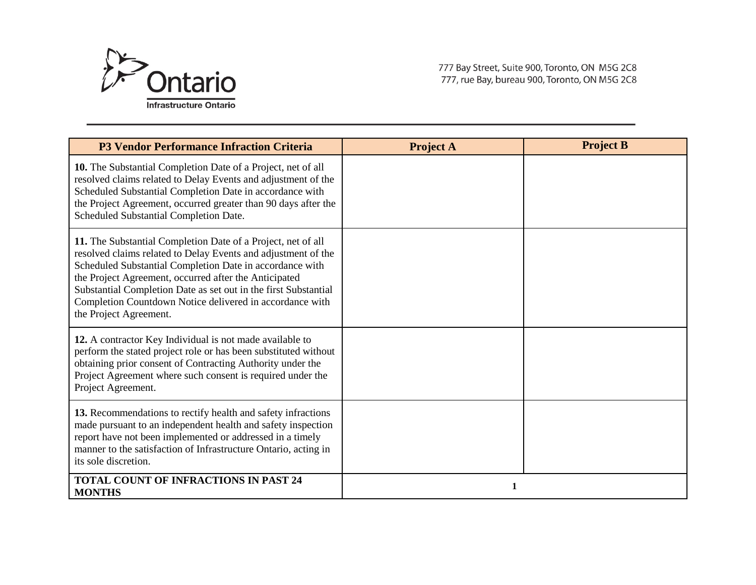| P3 Vendor Performance Infraction Criteria | Project A | Project B |
|---|---|---|
| **10.** The Substantial Completion Date of a Project, net of all resolved claims related to Delay Events and adjustment of the Scheduled Substantial Completion Date in accordance with the Project Agreement, occurred greater than 90 days after the Scheduled Substantial Completion Date. | | |
| **11.** The Substantial Completion Date of a Project, net of all resolved claims related to Delay Events and adjustment of the Scheduled Substantial Completion Date in accordance with the Project Agreement, occurred after the Anticipated Substantial Completion Date as set out in the first Substantial Completion Countdown Notice delivered in accordance with the Project Agreement. | | |
| **12.** A contractor Key Individual is not made available to perform the stated project role or has been substituted without obtaining prior consent of Contracting Authority under the Project Agreement where such consent is required under the Project Agreement. | | |
| **13.** Recommendations to rectify health and safety infractions made pursuant to an independent health and safety inspection report have not been implemented or addressed in a timely manner to the satisfaction of Infrastructure Ontario, acting in its sole discretion. | | |
| **TOTAL COUNT OF INFRACTIONS IN PAST 24 MONTHS** | **1** | |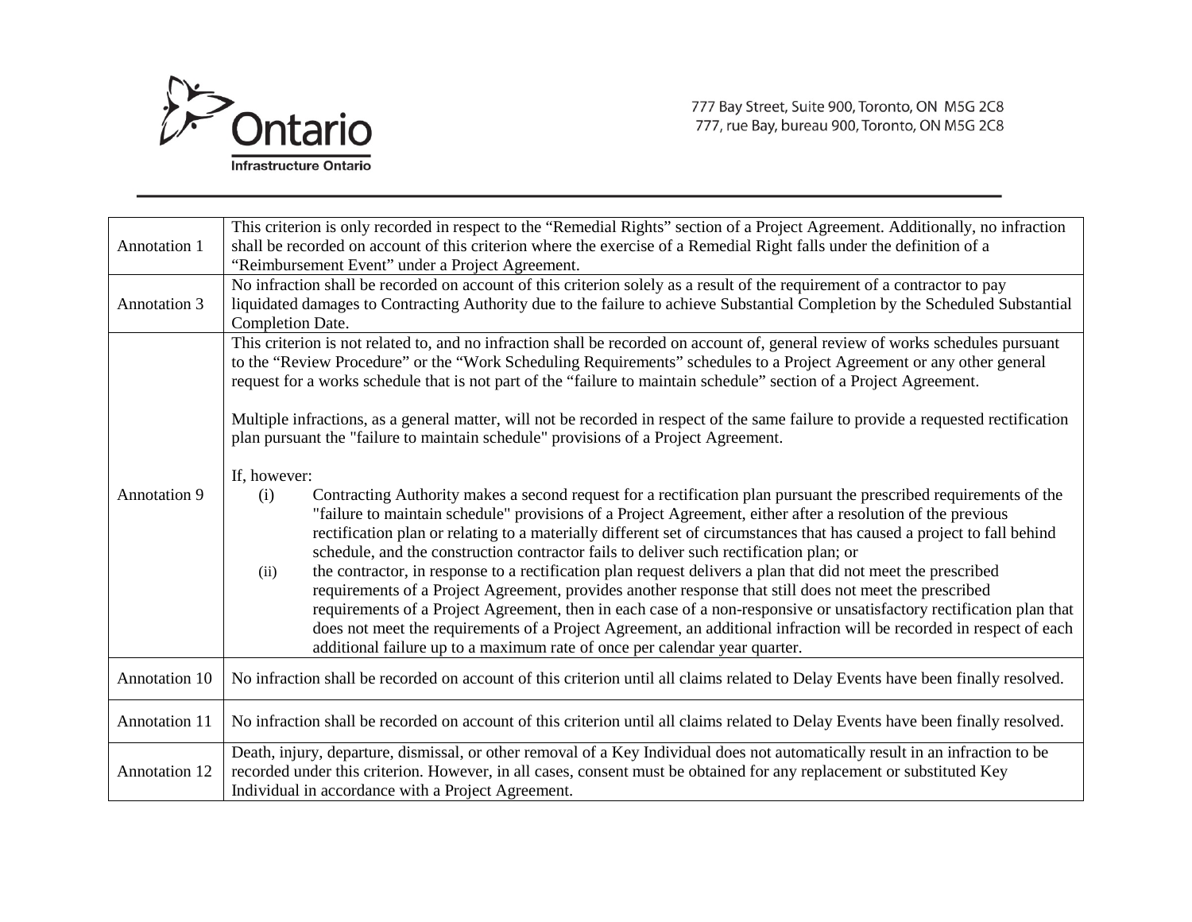| | |
|---|---|
| Annotation 1 | This criterion is only recorded in respect to the "Remedial Rights" section of a Project Agreement. Additionally, no infraction shall be recorded on account of this criterion where the exercise of a Remedial Right falls under the definition of a "Reimbursement Event" under a Project Agreement. |
| Annotation 3 | No infraction shall be recorded on account of this criterion solely as a result of the requirement of a contractor to pay liquidated damages to Contracting Authority due to the failure to achieve Substantial Completion by the Scheduled Substantial Completion Date. |
| Annotation 9 | This criterion is not related to, and no infraction shall be recorded on account of, general review of works schedules pursuant to the "Review Procedure" or the "Work Scheduling Requirements" schedules to a Project Agreement or any other general request for a works schedule that is not part of the "failure to maintain schedule" section of a Project Agreement.<br><br>Multiple infractions, as a general matter, will not be recorded in respect of the same failure to provide a requested rectification plan pursuant the "failure to maintain schedule" provisions of a Project Agreement.<br><br>If, however:<br>(i) Contracting Authority makes a second request for a rectification plan pursuant the prescribed requirements of the "failure to maintain schedule" provisions of a Project Agreement, either after a resolution of the previous rectification plan or relating to a materially different set of circumstances that has caused a project to fall behind schedule, and the construction contractor fails to deliver such rectification plan; or<br>(ii) the contractor, in response to a rectification plan request delivers a plan that did not meet the prescribed requirements of a Project Agreement, provides another response that still does not meet the prescribed requirements of a Project Agreement, then in each case of a non-responsive or unsatisfactory rectification plan that does not meet the requirements of a Project Agreement, an additional infraction will be recorded in respect of each additional failure up to a maximum rate of once per calendar year quarter. |
| Annotation 10 | No infraction shall be recorded on account of this criterion until all claims related to Delay Events have been finally resolved. |
| Annotation 11 | No infraction shall be recorded on account of this criterion until all claims related to Delay Events have been finally resolved. |
| Annotation 12 | Death, injury, departure, dismissal, or other removal of a Key Individual does not automatically result in an infraction to be recorded under this criterion. However, in all cases, consent must be obtained for any replacement or substituted Key Individual in accordance with a Project Agreement. |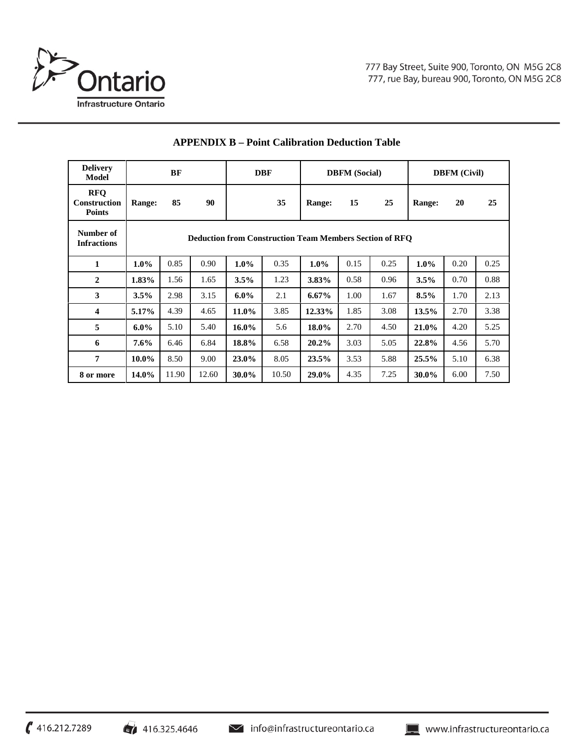## APPENDIX B – Point Calibration Deduction Table

| Delivery Model | BF | | | DBF | | DBFM (Social) | | | DBFM (Civil) | | |
|---|---|---|---|---|---|---|---|---|---|---|---|
| RFQ Construction Points | Range: | 85 | 90 | | 35 | Range: | 15 | 25 | Range: | 20 | 25 |
| Number of Infractions | Deduction from Construction Team Members Section of RFQ | | | | | | | | | | |
| **1** | **1.0%** | 0.85 | 0.90 | **1.0%** | 0.35 | **1.0%** | 0.15 | 0.25 | **1.0%** | 0.20 | 0.25 |
| **2** | **1.83%** | 1.56 | 1.65 | **3.5%** | 1.23 | **3.83%** | 0.58 | 0.96 | **3.5%** | 0.70 | 0.88 |
| **3** | **3.5%** | 2.98 | 3.15 | **6.0%** | 2.1 | **6.67%** | 1.00 | 1.67 | **8.5%** | 1.70 | 2.13 |
| **4** | **5.17%** | 4.39 | 4.65 | **11.0%** | 3.85 | **12.33%** | 1.85 | 3.08 | **13.5%** | 2.70 | 3.38 |
| **5** | **6.0%** | 5.10 | 5.40 | **16.0%** | 5.6 | **18.0%** | 2.70 | 4.50 | **21.0%** | 4.20 | 5.25 |
| **6** | **7.6%** | 6.46 | 6.84 | **18.8%** | 6.58 | **20.2%** | 3.03 | 5.05 | **22.8%** | 4.56 | 5.70 |
| **7** | **10.0%** | 8.50 | 9.00 | **23.0%** | 8.05 | **23.5%** | 3.53 | 5.88 | **25.5%** | 5.10 | 6.38 |
| **8 or more** | **14.0%** | 11.90 | 12.60 | **30.0%** | 10.50 | **29.0%** | 4.35 | 7.25 | **30.0%** | 6.00 | 7.50 |